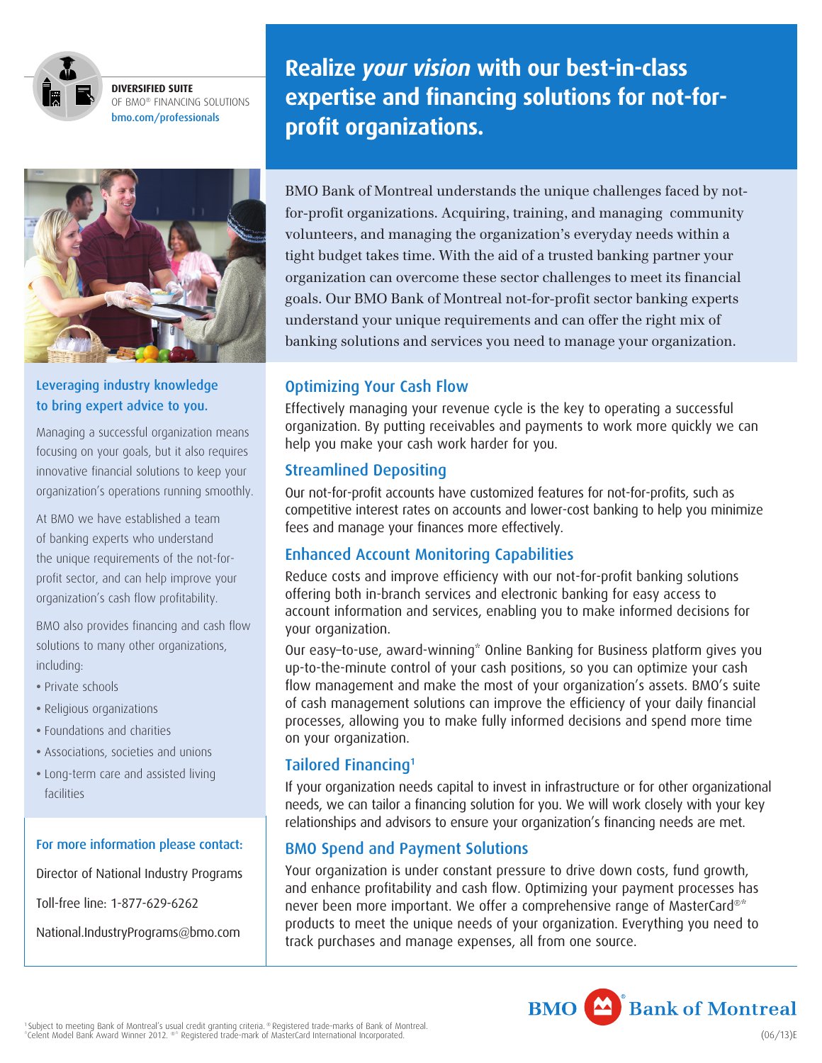**DIVERSIFIED SUITE**
OF BMO® FINANCING SOLUTIONS
bmo.com/professionals

# Realize *your vision* with our best-in-class expertise and financing solutions for not-for-profit organizations.

BMO Bank of Montreal understands the unique challenges faced by not-for-profit organizations. Acquiring, training, and managing community volunteers, and managing the organization's everyday needs within a tight budget takes time. With the aid of a trusted banking partner your organization can overcome these sector challenges to meet its financial goals. Our BMO Bank of Montreal not-for-profit sector banking experts understand your unique requirements and can offer the right mix of banking solutions and services you need to manage your organization.

### Leveraging industry knowledge to bring expert advice to you.

Managing a successful organization means focusing on your goals, but it also requires innovative financial solutions to keep your organization's operations running smoothly.

At BMO we have established a team of banking experts who understand the unique requirements of the not-for-profit sector, and can help improve your organization's cash flow profitability.

BMO also provides financing and cash flow solutions to many other organizations, including:

- Private schools
- Religious organizations
- Foundations and charities
- Associations, societies and unions
- Long-term care and assisted living facilities

### For more information please contact:

Director of National Industry Programs

Toll-free line: 1-877-629-6262

National.IndustryPrograms@bmo.com

## Optimizing Your Cash Flow

Effectively managing your revenue cycle is the key to operating a successful organization. By putting receivables and payments to work more quickly we can help you make your cash work harder for you.

## Streamlined Depositing

Our not-for-profit accounts have customized features for not-for-profits, such as competitive interest rates on accounts and lower-cost banking to help you minimize fees and manage your finances more effectively.

## Enhanced Account Monitoring Capabilities

Reduce costs and improve efficiency with our not-for-profit banking solutions offering both in-branch services and electronic banking for easy access to account information and services, enabling you to make informed decisions for your organization.

Our easy–to-use, award-winning* Online Banking for Business platform gives you up-to-the-minute control of your cash positions, so you can optimize your cash flow management and make the most of your organization's assets. BMO's suite of cash management solutions can improve the efficiency of your daily financial processes, allowing you to make fully informed decisions and spend more time on your organization.

## Tailored Financing[1]

If your organization needs capital to invest in infrastructure or for other organizational needs, we can tailor a financing solution for you. We will work closely with your key relationships and advisors to ensure your organization's financing needs are met.

## BMO Spend and Payment Solutions

Your organization is under constant pressure to drive down costs, fund growth, and enhance profitability and cash flow. Optimizing your payment processes has never been more important. We offer a comprehensive range of MasterCard®* products to meet the unique needs of your organization. Everything you need to track purchases and manage expenses, all from one source.

BMO Bank of Montreal

[1] Subject to meeting Bank of Montreal's usual credit granting criteria. ® Registered trade-marks of Bank of Montreal.
*Celent Model Bank Award Winner 2012. ®* Registered trade-mark of MasterCard International Incorporated.

(06/13)E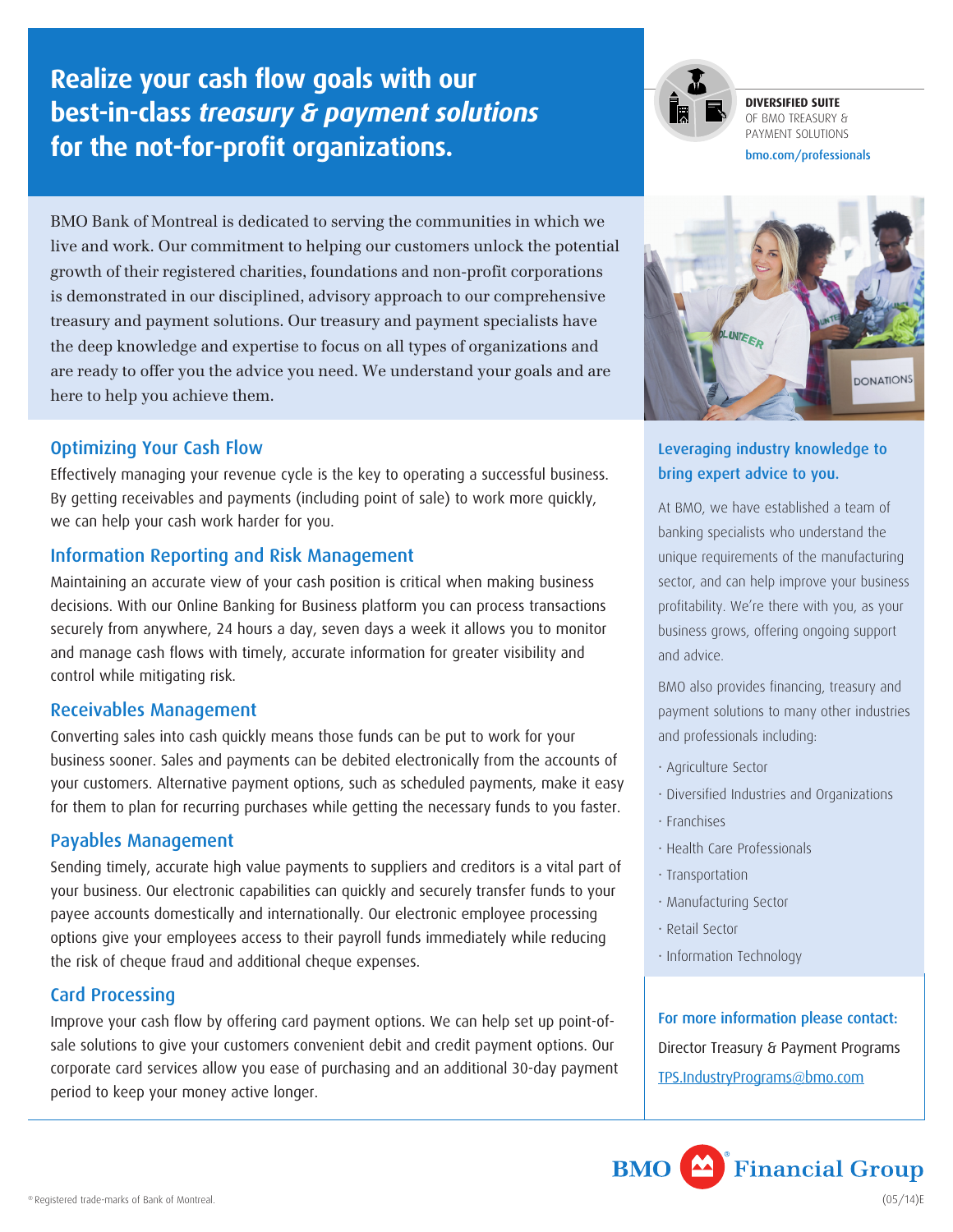# Realize your cash flow goals with our best-in-class *treasury & payment solutions* for the not-for-profit organizations.

**DIVERSIFIED SUITE**
OF BMO TREASURY & PAYMENT SOLUTIONS
bmo.com/professionals

BMO Bank of Montreal is dedicated to serving the communities in which we live and work. Our commitment to helping our customers unlock the potential growth of their registered charities, foundations and non-profit corporations is demonstrated in our disciplined, advisory approach to our comprehensive treasury and payment solutions. Our treasury and payment specialists have the deep knowledge and expertise to focus on all types of organizations and are ready to offer you the advice you need. We understand your goals and are here to help you achieve them.

## Optimizing Your Cash Flow

Effectively managing your revenue cycle is the key to operating a successful business. By getting receivables and payments (including point of sale) to work more quickly, we can help your cash work harder for you.

## Information Reporting and Risk Management

Maintaining an accurate view of your cash position is critical when making business decisions. With our Online Banking for Business platform you can process transactions securely from anywhere, 24 hours a day, seven days a week it allows you to monitor and manage cash flows with timely, accurate information for greater visibility and control while mitigating risk.

## Receivables Management

Converting sales into cash quickly means those funds can be put to work for your business sooner. Sales and payments can be debited electronically from the accounts of your customers. Alternative payment options, such as scheduled payments, make it easy for them to plan for recurring purchases while getting the necessary funds to you faster.

## Payables Management

Sending timely, accurate high value payments to suppliers and creditors is a vital part of your business. Our electronic capabilities can quickly and securely transfer funds to your payee accounts domestically and internationally. Our electronic employee processing options give your employees access to their payroll funds immediately while reducing the risk of cheque fraud and additional cheque expenses.

## Card Processing

Improve your cash flow by offering card payment options. We can help set up point-of-sale solutions to give your customers convenient debit and credit payment options. Our corporate card services allow you ease of purchasing and an additional 30-day payment period to keep your money active longer.

## Leveraging industry knowledge to bring expert advice to you.

At BMO, we have established a team of banking specialists who understand the unique requirements of the manufacturing sector, and can help improve your business profitability. We're there with you, as your business grows, offering ongoing support and advice.

BMO also provides financing, treasury and payment solutions to many other industries and professionals including:

- Agriculture Sector
- Diversified Industries and Organizations
- Franchises
- Health Care Professionals
- Transportation
- Manufacturing Sector
- Retail Sector
- Information Technology

**For more information please contact:**

Director Treasury & Payment Programs

TPS.IndustryPrograms@bmo.com

BMO Financial Group

® Registered trade-marks of Bank of Montreal.

(05/14)E